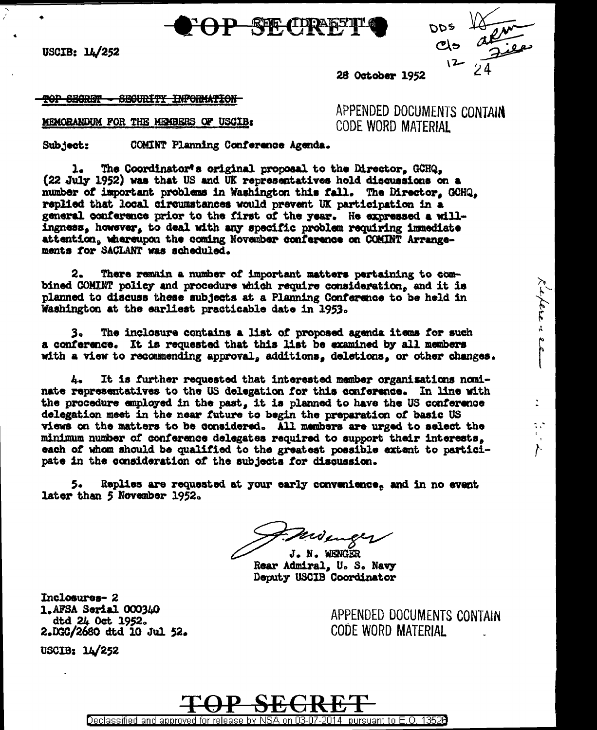TOP SECRET

USCIB: 14/252

DDS
C/s
File
12 24

28 October 1952

~~TOP SECRET - SECURITY INFORMATION~~

MEMORANDUM FOR THE MEMBERS OF USCIB:

APPENDED DOCUMENTS CONTAIN CODE WORD MATERIAL

Subject: COMINT Planning Conference Agenda.

1. The Coordinator's original proposal to the Director, GCHQ, (22 July 1952) was that US and UK representatives hold discussions on a number of important problems in Washington this fall. The Director, GCHQ, replied that local circumstances would prevent UK participation in a general conference prior to the first of the year. He expressed a willingness, however, to deal with any specific problem requiring immediate attention, whereupon the coming November conference on COMINT Arrangements for SACLANT was scheduled.

2. There remain a number of important matters pertaining to combined COMINT policy and procedure which require consideration, and it is planned to discuss these subjects at a Planning Conference to be held in Washington at the earliest practicable date in 1953.

3. The inclosure contains a list of proposed agenda items for such a conference. It is requested that this list be examined by all members with a view to recommending approval, additions, deletions, or other changes.

4. It is further requested that interested member organizations nominate representatives to the US delegation for this conference. In line with the procedure employed in the past, it is planned to have the US conference delegation meet in the near future to begin the preparation of basic US views on the matters to be considered. All members are urged to select the minimum number of conference delegates required to support their interests, each of whom should be qualified to the greatest possible extent to participate in the consideration of the subjects for discussion.

5. Replies are requested at your early convenience, and in no event later than 5 November 1952.

J. N. WENGER
Rear Admiral, U. S. Navy
Deputy USCIB Coordinator

Inclosures- 2
1. AFSA Serial 000340 dtd 24 Oct 1952.
2. DGC/2680 dtd 10 Jul 52.

USCIB: 14/252

APPENDED DOCUMENTS CONTAIN CODE WORD MATERIAL

TOP SECRET

Declassified and approved for release by NSA on 03-07-2014 pursuant to E.O. 13526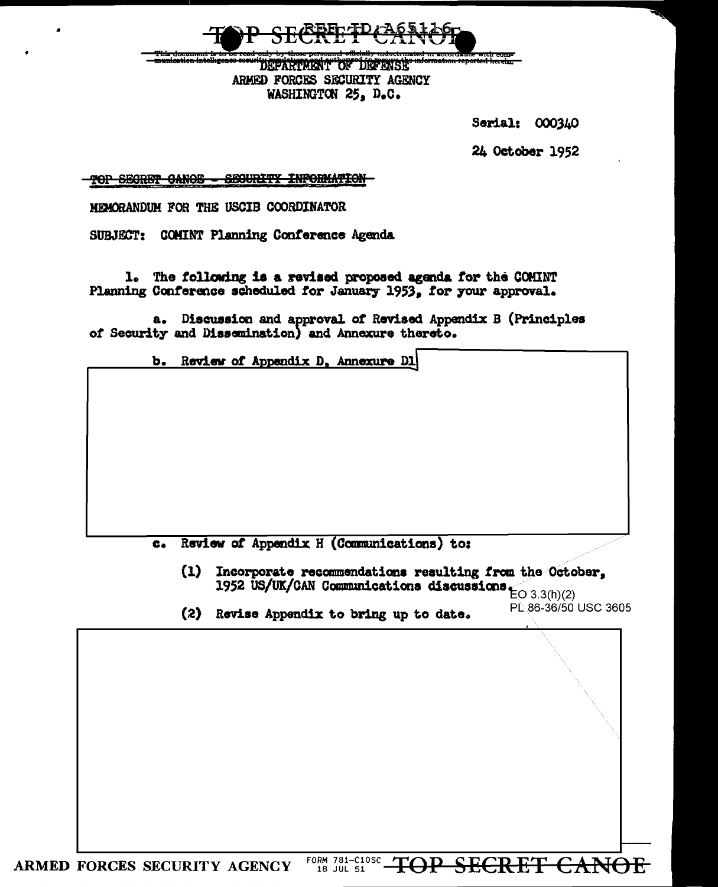DEPARTMENT OF DEFENSE
ARMED FORCES SECURITY AGENCY
WASHINGTON 25, D.C.

Serial: 000340

24 October 1952

~~TOP SECRET CANOE - SECURITY INFORMATION~~

MEMORANDUM FOR THE USCIB COORDINATOR

SUBJECT: COMINT Planning Conference Agenda

1. The following is a revised proposed agenda for the COMINT Planning Conference scheduled for January 1953, for your approval.

a. Discussion and approval of Revised Appendix B (Principles of Security and Dissemination) and Annexure thereto.

b. Review of Appendix D, Annexure D1

c. Review of Appendix H (Communications) to:

(1) Incorporate recommendations resulting from the October, 1952 US/UK/CAN Communications discussions.

(2) Revise Appendix to bring up to date.

EO 3.3(h)(2)
PL 86-36/50 USC 3605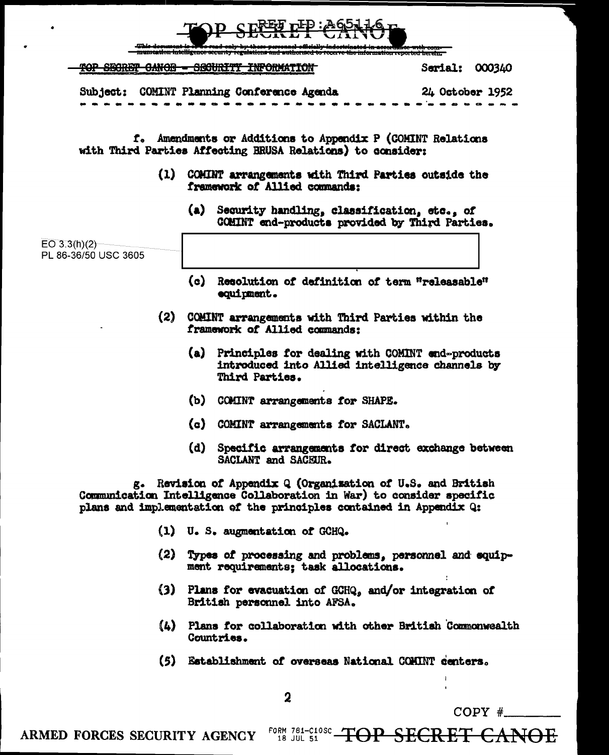TOP SECRET CANOE - SECURITY INFORMATION

Serial: 000340

Subject: COMINT Planning Conference Agenda

24 October 1952

f. Amendments or Additions to Appendix P (COMINT Relations with Third Parties Affecting BRUSA Relations) to consider:

(1) COMINT arrangements with Third Parties outside the framework of Allied commands:

(a) Security handling, classification, etc., of COMINT end-products provided by Third Parties.

EO 3.3(h)(2)
PL 86-36/50 USC 3605

[redacted]

(c) Resolution of definition of term "releasable" equipment.

(2) COMINT arrangements with Third Parties within the framework of Allied commands:

(a) Principles for dealing with COMINT end-products introduced into Allied intelligence channels by Third Parties.

(b) COMINT arrangements for SHAPE.

(c) COMINT arrangements for SACLANT.

(d) Specific arrangements for direct exchange between SACLANT and SACEUR.

g. Revision of Appendix Q (Organization of U.S. and British Communication Intelligence Collaboration in War) to consider specific plans and implementation of the principles contained in Appendix Q:

(1) U. S. augmentation of GCHQ.

(2) Types of processing and problems, personnel and equipment requirements; task allocations.

(3) Plans for evacuation of GCHQ, and/or integration of British personnel into AFSA.

(4) Plans for collaboration with other British Commonwealth Countries.

(5) Establishment of overseas National COMINT centers.

COPY #\_\_\_\_\_\_\_\_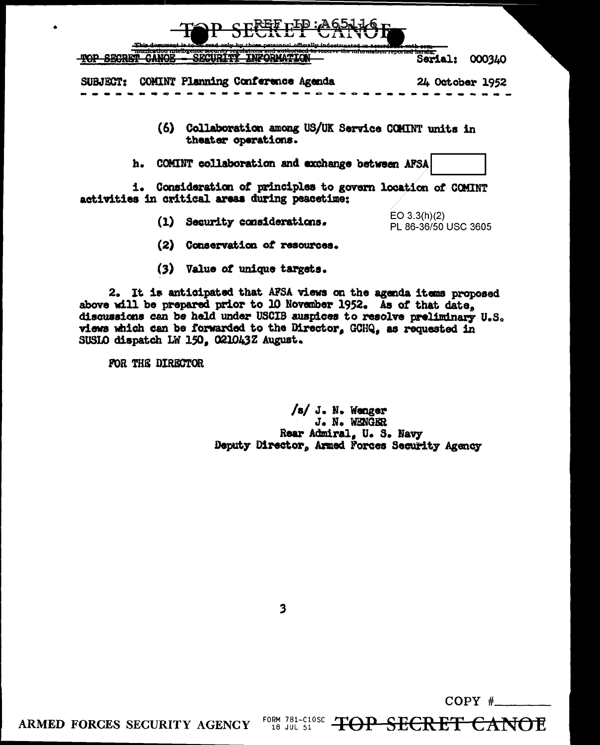TOP SECRET CANOE - SECURITY INFORMATION Serial: 000340

SUBJECT: COMINT Planning Conference Agenda 24 October 1952

(6) Collaboration among US/UK Service COMINT units in theater operations.

h. COMINT collaboration and exchange between AFSA [redacted]

i. Consideration of principles to govern location of COMINT activities in critical areas during peacetime:

(1) Security considerations.

EO 3.3(h)(2)
PL 86-36/50 USC 3605

(2) Conservation of resources.

(3) Value of unique targets.

2. It is anticipated that AFSA views on the agenda items proposed above will be prepared prior to 10 November 1952. As of that date, discussions can be held under USCIB auspices to resolve preliminary U.S. views which can be forwarded to the Director, GCHQ, as requested in SUSLO dispatch LW 150, 021043Z August.

FOR THE DIRECTOR

/s/ J. N. Wenger
J. N. WENGER
Rear Admiral, U. S. Navy
Deputy Director, Armed Forces Security Agency

COPY #________

ARMED FORCES SECURITY AGENCY FORM 781-C10SC 18 JUL 51 TOP SECRET CANOE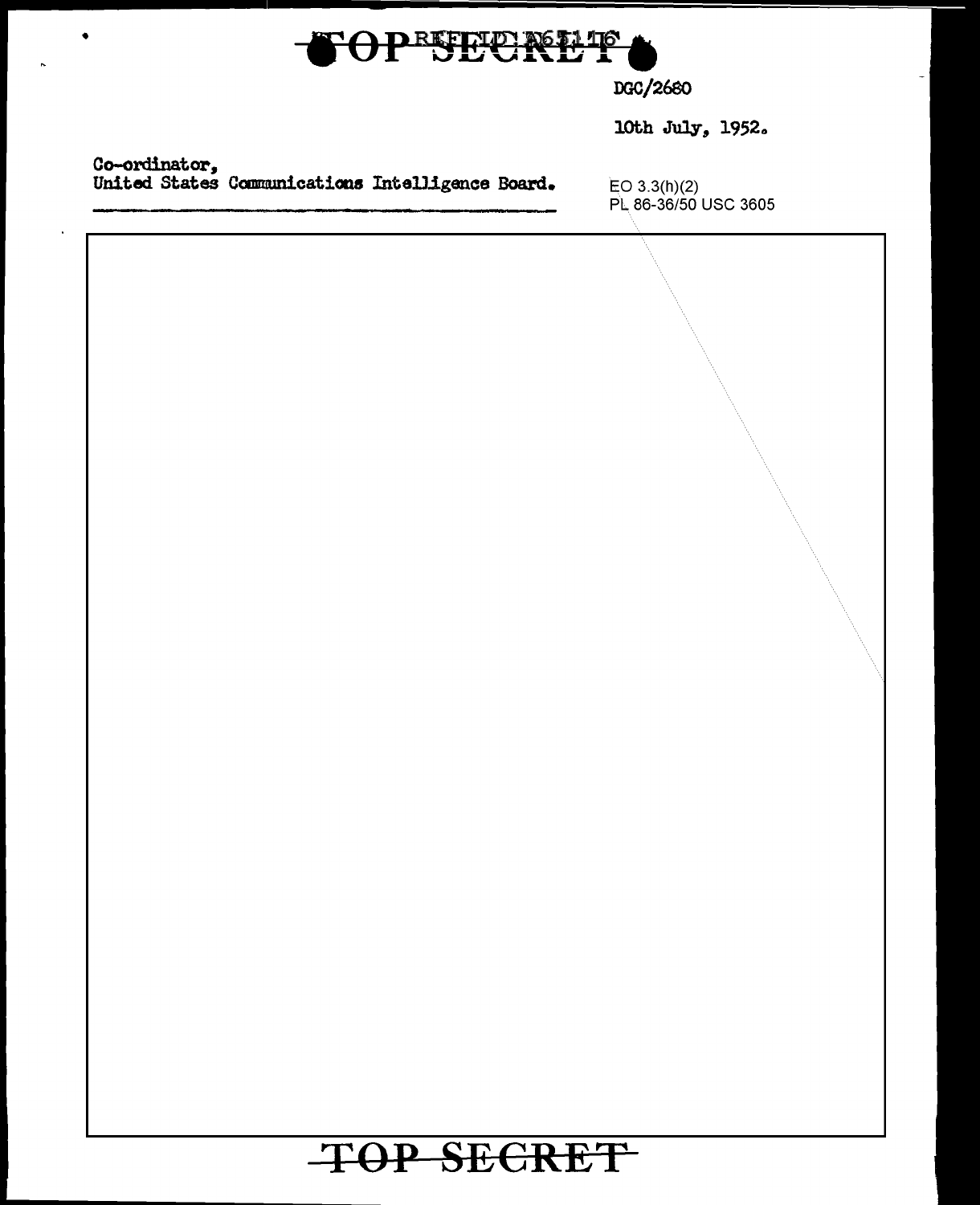TOP SECRET

DGC/2680

10th July, 1952.

Co-ordinator,
United States Communications Intelligence Board.

EO 3.3(h)(2)
PL 86-36/50 USC 3605

TOP SECRET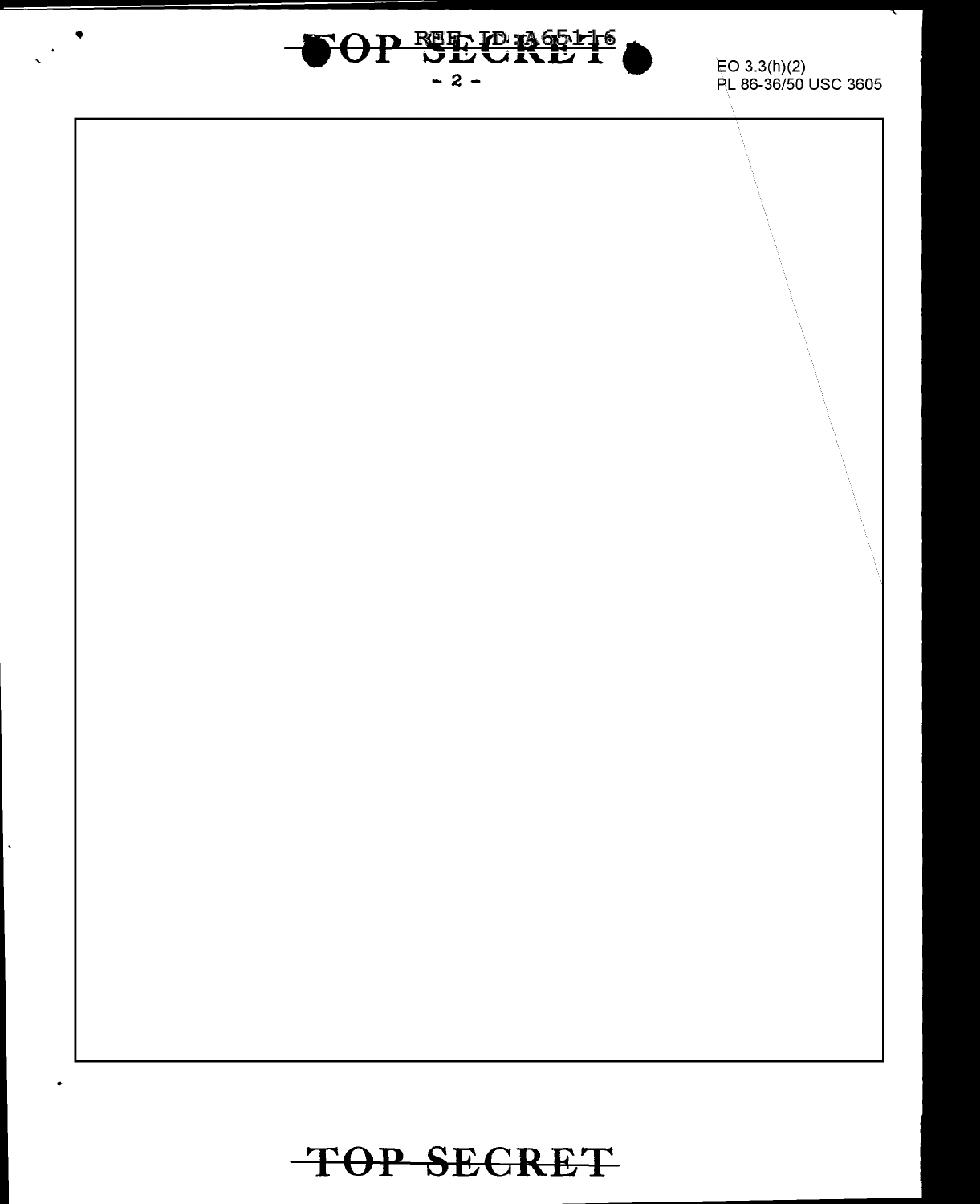EO 3.3(h)(2)
PL 86-36/50 USC 3605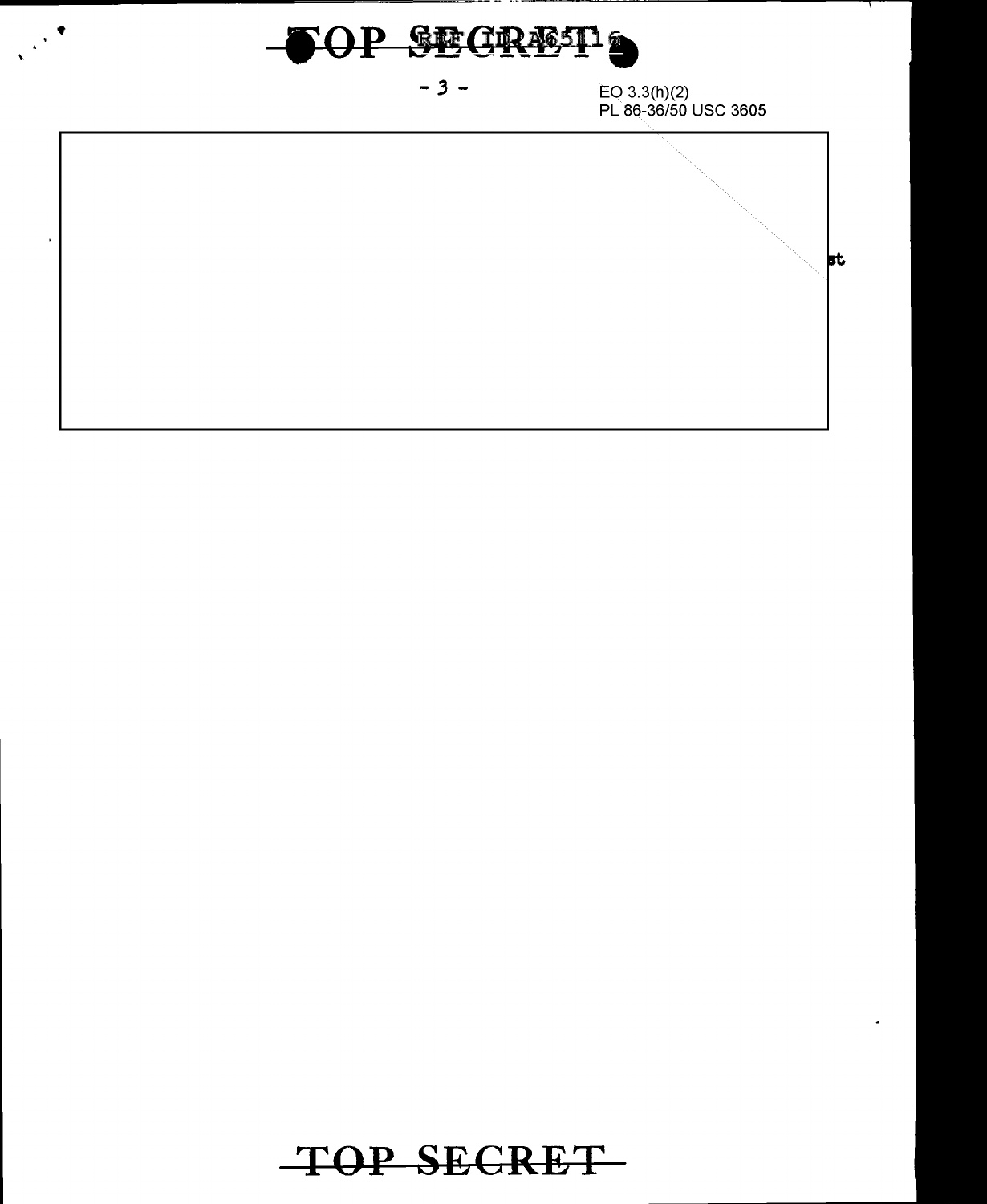EO 3.3(h)(2)
PL 86-36/50 USC 3605

st